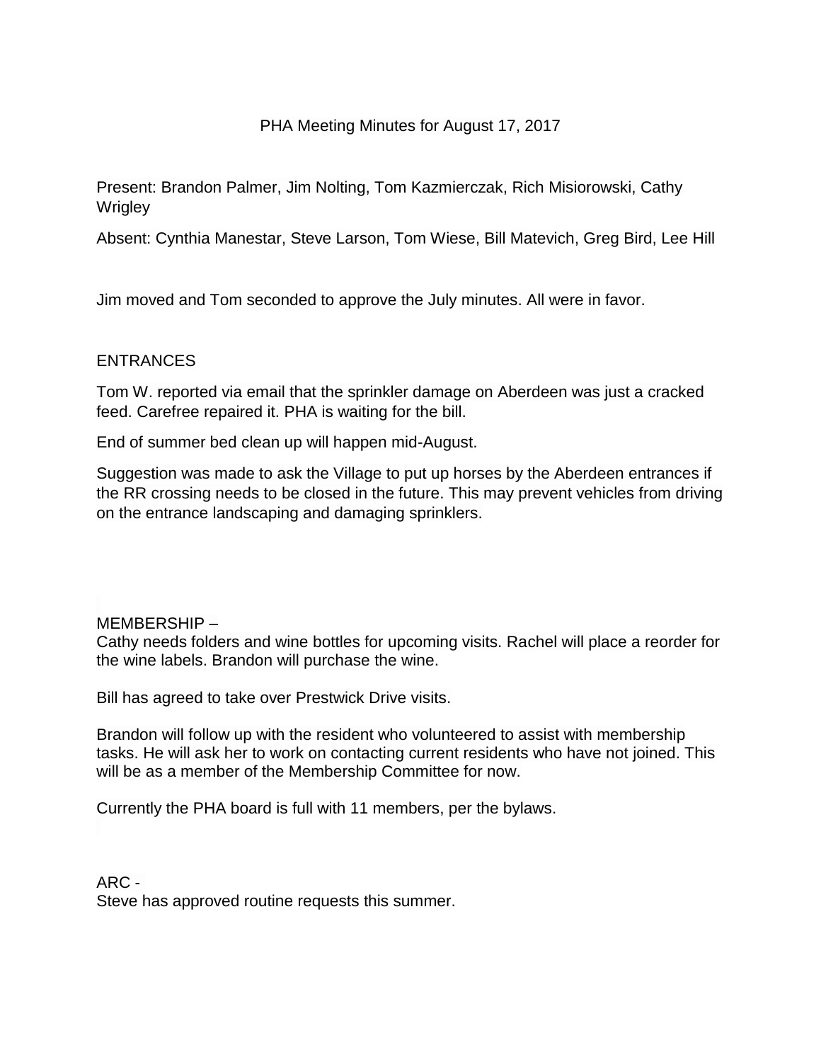# PHA Meeting Minutes for August 17, 2017

Present: Brandon Palmer, Jim Nolting, Tom Kazmierczak, Rich Misiorowski, Cathy Wrigley

Absent: Cynthia Manestar, Steve Larson, Tom Wiese, Bill Matevich, Greg Bird, Lee Hill

Jim moved and Tom seconded to approve the July minutes. All were in favor.

## ENTRANCES

Tom W. reported via email that the sprinkler damage on Aberdeen was just a cracked feed. Carefree repaired it. PHA is waiting for the bill.

End of summer bed clean up will happen mid-August.

Suggestion was made to ask the Village to put up horses by the Aberdeen entrances if the RR crossing needs to be closed in the future. This may prevent vehicles from driving on the entrance landscaping and damaging sprinklers.

## MEMBERSHIP –

Cathy needs folders and wine bottles for upcoming visits. Rachel will place a reorder for the wine labels. Brandon will purchase the wine.

Bill has agreed to take over Prestwick Drive visits.

Brandon will follow up with the resident who volunteered to assist with membership tasks. He will ask her to work on contacting current residents who have not joined. This will be as a member of the Membership Committee for now.

Currently the PHA board is full with 11 members, per the bylaws.

## ARC -

Steve has approved routine requests this summer.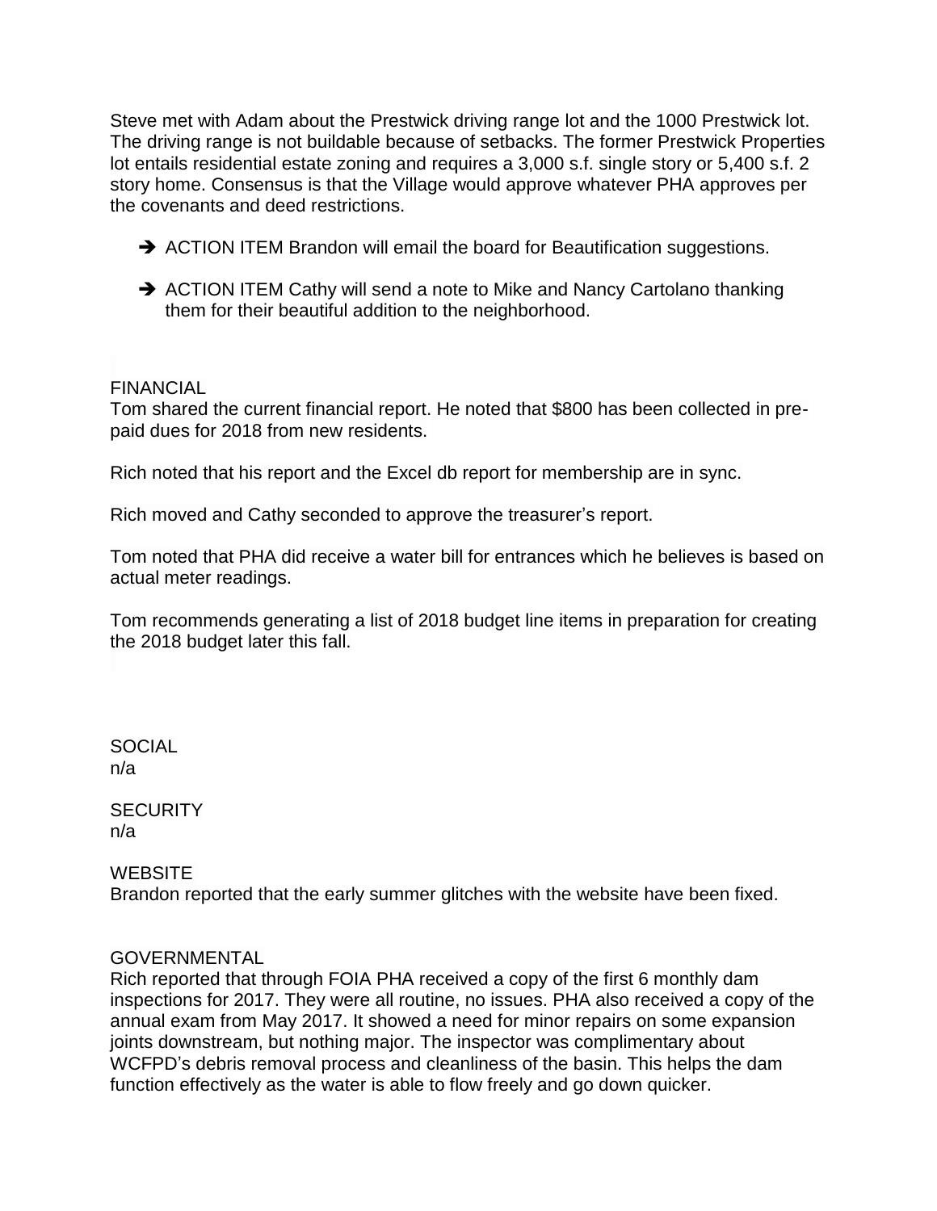Steve met with Adam about the Prestwick driving range lot and the 1000 Prestwick lot. The driving range is not buildable because of setbacks. The former Prestwick Properties lot entails residential estate zoning and requires a 3,000 s.f. single story or 5,400 s.f. 2 story home. Consensus is that the Village would approve whatever PHA approves per the covenants and deed restrictions.

- ➔ ACTION ITEM Brandon will email the board for Beautification suggestions.

- ➔ ACTION ITEM Cathy will send a note to Mike and Nancy Cartolano thanking them for their beautiful addition to the neighborhood.

FINANCIAL
Tom shared the current financial report. He noted that $800 has been collected in pre-paid dues for 2018 from new residents.

Rich noted that his report and the Excel db report for membership are in sync.

Rich moved and Cathy seconded to approve the treasurer's report.

Tom noted that PHA did receive a water bill for entrances which he believes is based on actual meter readings.

Tom recommends generating a list of 2018 budget line items in preparation for creating the 2018 budget later this fall.

SOCIAL
n/a

SECURITY
n/a

WEBSITE
Brandon reported that the early summer glitches with the website have been fixed.

GOVERNMENTAL
Rich reported that through FOIA PHA received a copy of the first 6 monthly dam inspections for 2017. They were all routine, no issues. PHA also received a copy of the annual exam from May 2017. It showed a need for minor repairs on some expansion joints downstream, but nothing major. The inspector was complimentary about WCFPD's debris removal process and cleanliness of the basin. This helps the dam function effectively as the water is able to flow freely and go down quicker.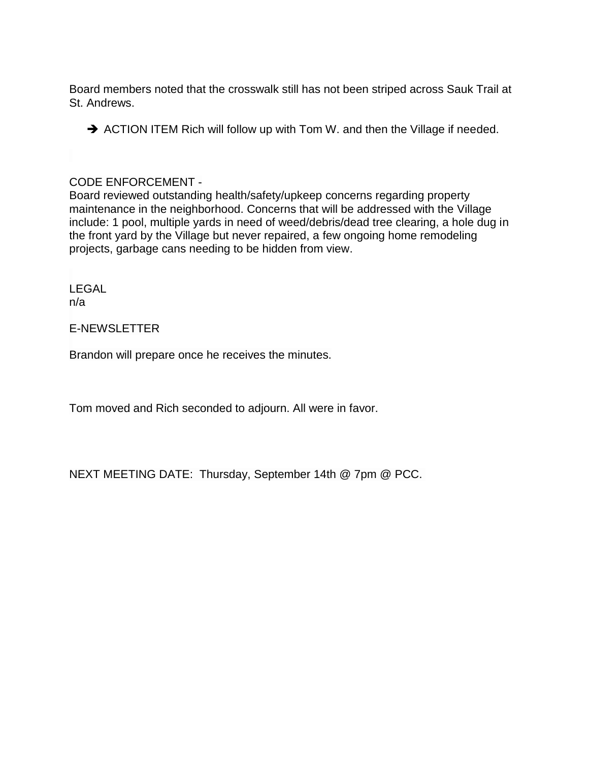Board members noted that the crosswalk still has not been striped across Sauk Trail at St. Andrews.

- ➔ ACTION ITEM Rich will follow up with Tom W. and then the Village if needed.

CODE ENFORCEMENT -
Board reviewed outstanding health/safety/upkeep concerns regarding property maintenance in the neighborhood. Concerns that will be addressed with the Village include: 1 pool, multiple yards in need of weed/debris/dead tree clearing, a hole dug in the front yard by the Village but never repaired, a few ongoing home remodeling projects, garbage cans needing to be hidden from view.

LEGAL
n/a

E-NEWSLETTER

Brandon will prepare once he receives the minutes.

Tom moved and Rich seconded to adjourn. All were in favor.

NEXT MEETING DATE: Thursday, September 14th @ 7pm @ PCC.